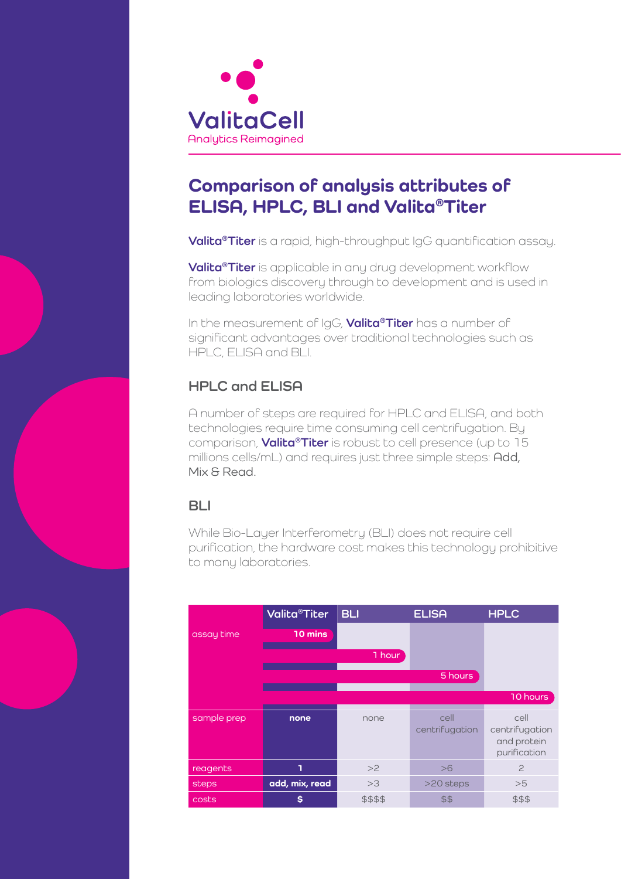ValitaCell

Analytics Reimagined

# Comparison of analysis attributes of ELISA, HPLC, BLI and Valita®Titer

**Valita®Titer** is a rapid, high-throughput IgG quantification assay.

**Valita®Titer** is applicable in any drug development workflow from biologics discovery through to development and is used in leading laboratories worldwide.

In the measurement of IgG, **Valita®Titer** has a number of significant advantages over traditional technologies such as HPLC, ELISA and BLI.

## HPLC and ELISA

A number of steps are required for HPLC and ELISA, and both technologies require time consuming cell centrifugation. By comparison, **Valita®Titer** is robust to cell presence (up to 15 millions cells/mL) and requires just three simple steps: Add, Mix & Read.

## BLI

While Bio-Layer Interferometry (BLI) does not require cell purification, the hardware cost makes this technology prohibitive to many laboratories.

| | Valita®Titer | BLI | ELISA | HPLC |
|---|---|---|---|---|
| assay time | **10 mins** | 1 hour | 5 hours | 10 hours |
| sample prep | **none** | none | cell centrifugation | cell centrifugation and protein purification |
| reagents | **1** | >2 | >6 | 2 |
| steps | **add, mix, read** | >3 | >20 steps | >5 |
| costs | **$** | $$$$ | $$ | $$$ |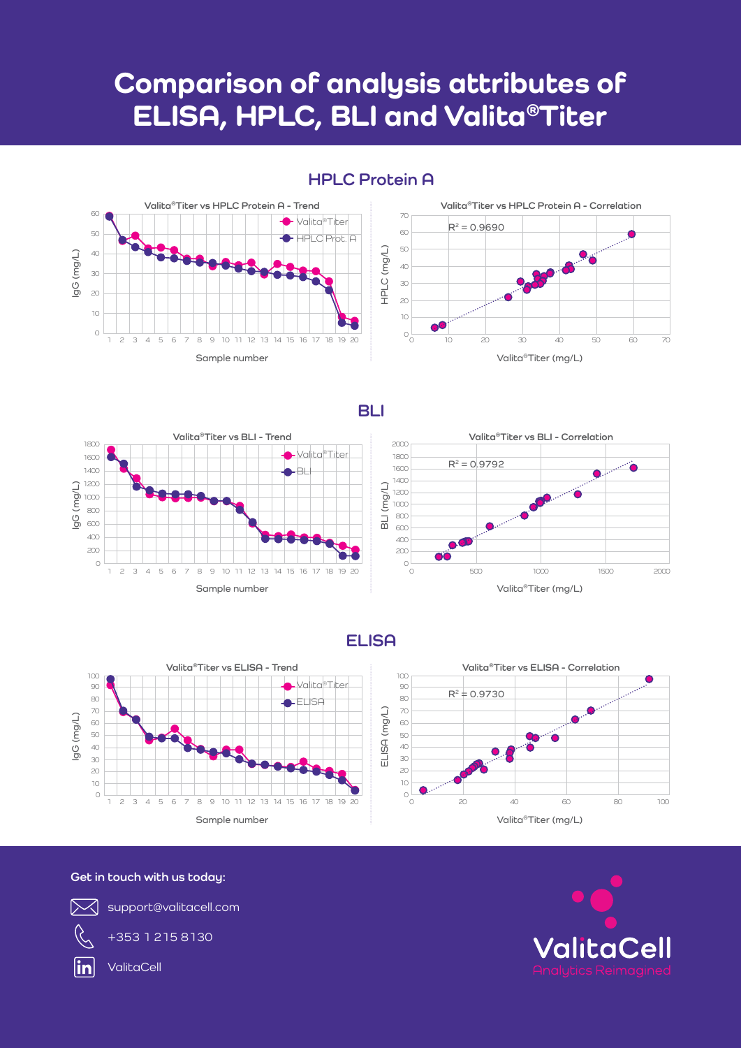# Comparison of analysis attributes of ELISA, HPLC, BLI and Valita®Titer

## HPLC Protein A

Valita®Titer vs HPLC Protein A - Trend

IgG (mg/L)

Sample number

Valita®Titer

HPLC Prot. A

Valita®Titer vs HPLC Protein A - Correlation

$R^2 = 0.9690$

HPLC (mg/L)

Valita®Titer (mg/L)

## BLI

Valita®Titer vs BLI - Trend

IgG (mg/L)

Sample number

Valita®Titer

BLI

Valita®Titer vs BLI - Correlation

$R^2 = 0.9792$

BLI (mg/L)

Valita®Titer (mg/L)

## ELISA

Valita®Titer vs ELISA - Trend

IgG (mg/L)

Sample number

Valita®Titer

ELISA

Valita®Titer vs ELISA - Correlation

$R^2 = 0.9730$

ELISA (mg/L)

Valita®Titer (mg/L)

**Get in touch with us today:**

support@valitacell.com

+353 1 215 8130

ValitaCell

ValitaCell
Analytics Reimagined